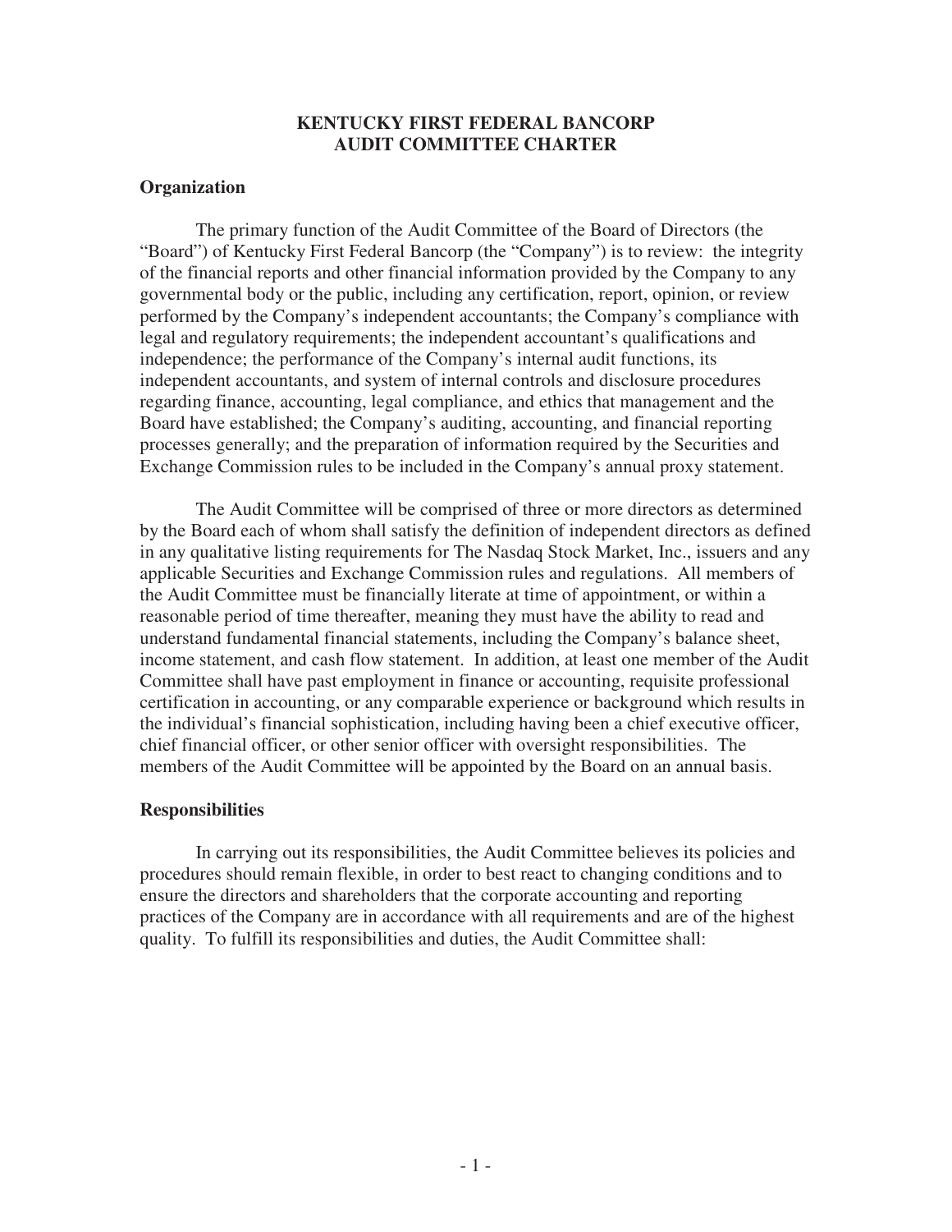# KENTUCKY FIRST FEDERAL BANCORP
# AUDIT COMMITTEE CHARTER

## Organization

The primary function of the Audit Committee of the Board of Directors (the "Board") of Kentucky First Federal Bancorp (the "Company") is to review: the integrity of the financial reports and other financial information provided by the Company to any governmental body or the public, including any certification, report, opinion, or review performed by the Company's independent accountants; the Company's compliance with legal and regulatory requirements; the independent accountant's qualifications and independence; the performance of the Company's internal audit functions, its independent accountants, and system of internal controls and disclosure procedures regarding finance, accounting, legal compliance, and ethics that management and the Board have established; the Company's auditing, accounting, and financial reporting processes generally; and the preparation of information required by the Securities and Exchange Commission rules to be included in the Company's annual proxy statement.

The Audit Committee will be comprised of three or more directors as determined by the Board each of whom shall satisfy the definition of independent directors as defined in any qualitative listing requirements for The Nasdaq Stock Market, Inc., issuers and any applicable Securities and Exchange Commission rules and regulations. All members of the Audit Committee must be financially literate at time of appointment, or within a reasonable period of time thereafter, meaning they must have the ability to read and understand fundamental financial statements, including the Company's balance sheet, income statement, and cash flow statement. In addition, at least one member of the Audit Committee shall have past employment in finance or accounting, requisite professional certification in accounting, or any comparable experience or background which results in the individual's financial sophistication, including having been a chief executive officer, chief financial officer, or other senior officer with oversight responsibilities. The members of the Audit Committee will be appointed by the Board on an annual basis.

## Responsibilities

In carrying out its responsibilities, the Audit Committee believes its policies and procedures should remain flexible, in order to best react to changing conditions and to ensure the directors and shareholders that the corporate accounting and reporting practices of the Company are in accordance with all requirements and are of the highest quality. To fulfill its responsibilities and duties, the Audit Committee shall: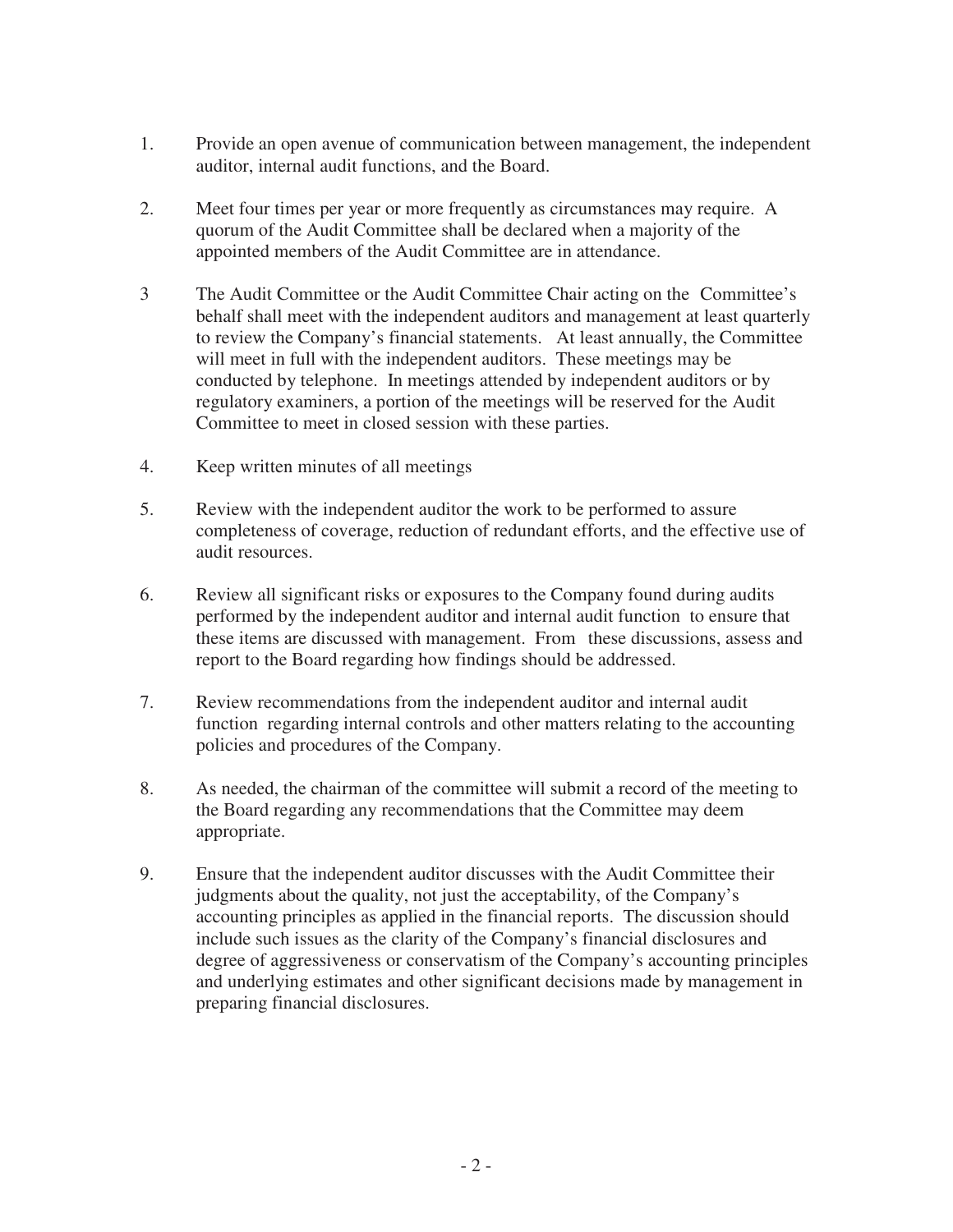1. Provide an open avenue of communication between management, the independent auditor, internal audit functions, and the Board.

2. Meet four times per year or more frequently as circumstances may require. A quorum of the Audit Committee shall be declared when a majority of the appointed members of the Audit Committee are in attendance.

3 The Audit Committee or the Audit Committee Chair acting on the Committee's behalf shall meet with the independent auditors and management at least quarterly to review the Company's financial statements. At least annually, the Committee will meet in full with the independent auditors. These meetings may be conducted by telephone. In meetings attended by independent auditors or by regulatory examiners, a portion of the meetings will be reserved for the Audit Committee to meet in closed session with these parties.

4. Keep written minutes of all meetings

5. Review with the independent auditor the work to be performed to assure completeness of coverage, reduction of redundant efforts, and the effective use of audit resources.

6. Review all significant risks or exposures to the Company found during audits performed by the independent auditor and internal audit function to ensure that these items are discussed with management. From these discussions, assess and report to the Board regarding how findings should be addressed.

7. Review recommendations from the independent auditor and internal audit function regarding internal controls and other matters relating to the accounting policies and procedures of the Company.

8. As needed, the chairman of the committee will submit a record of the meeting to the Board regarding any recommendations that the Committee may deem appropriate.

9. Ensure that the independent auditor discusses with the Audit Committee their judgments about the quality, not just the acceptability, of the Company's accounting principles as applied in the financial reports. The discussion should include such issues as the clarity of the Company's financial disclosures and degree of aggressiveness or conservatism of the Company's accounting principles and underlying estimates and other significant decisions made by management in preparing financial disclosures.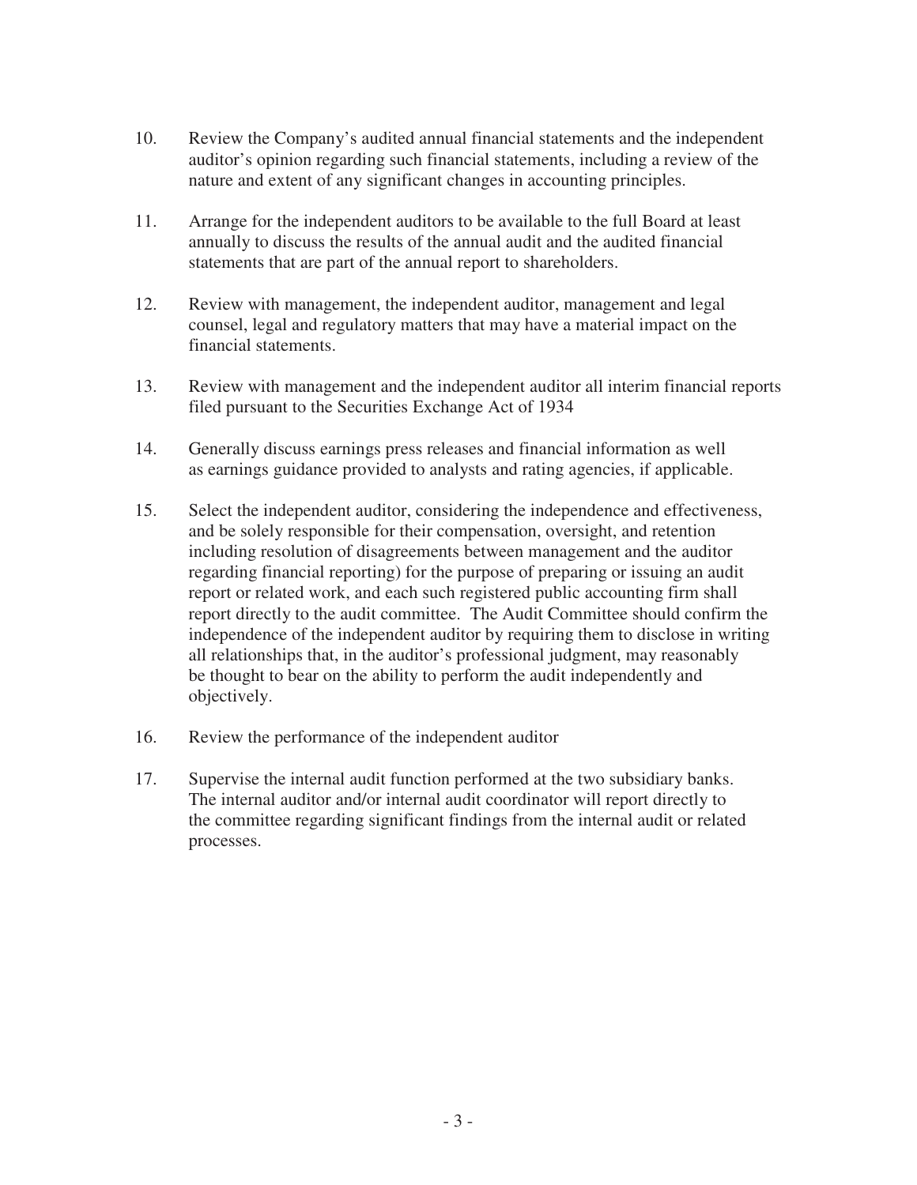10. Review the Company's audited annual financial statements and the independent auditor's opinion regarding such financial statements, including a review of the nature and extent of any significant changes in accounting principles.

11. Arrange for the independent auditors to be available to the full Board at least annually to discuss the results of the annual audit and the audited financial statements that are part of the annual report to shareholders.

12. Review with management, the independent auditor, management and legal counsel, legal and regulatory matters that may have a material impact on the financial statements.

13. Review with management and the independent auditor all interim financial reports filed pursuant to the Securities Exchange Act of 1934

14. Generally discuss earnings press releases and financial information as well as earnings guidance provided to analysts and rating agencies, if applicable.

15. Select the independent auditor, considering the independence and effectiveness, and be solely responsible for their compensation, oversight, and retention including resolution of disagreements between management and the auditor regarding financial reporting) for the purpose of preparing or issuing an audit report or related work, and each such registered public accounting firm shall report directly to the audit committee. The Audit Committee should confirm the independence of the independent auditor by requiring them to disclose in writing all relationships that, in the auditor's professional judgment, may reasonably be thought to bear on the ability to perform the audit independently and objectively.

16. Review the performance of the independent auditor

17. Supervise the internal audit function performed at the two subsidiary banks. The internal auditor and/or internal audit coordinator will report directly to the committee regarding significant findings from the internal audit or related processes.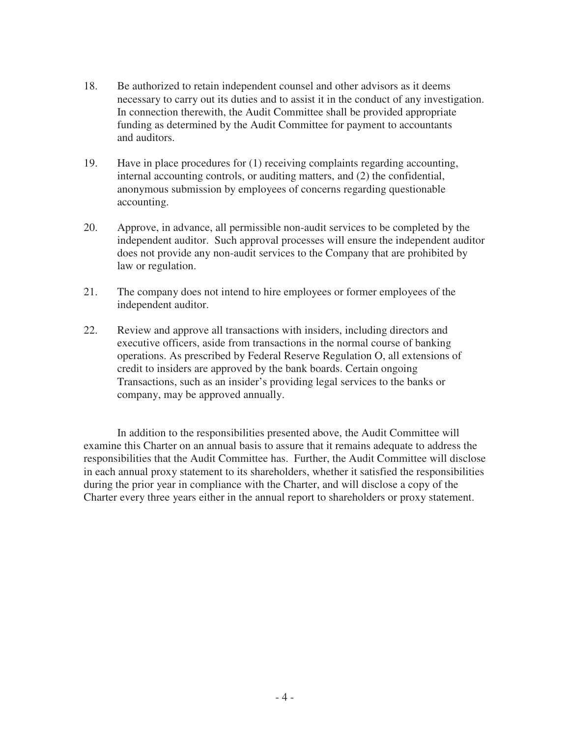18. Be authorized to retain independent counsel and other advisors as it deems necessary to carry out its duties and to assist it in the conduct of any investigation. In connection therewith, the Audit Committee shall be provided appropriate funding as determined by the Audit Committee for payment to accountants and auditors.

19. Have in place procedures for (1) receiving complaints regarding accounting, internal accounting controls, or auditing matters, and (2) the confidential, anonymous submission by employees of concerns regarding questionable accounting.

20. Approve, in advance, all permissible non-audit services to be completed by the independent auditor. Such approval processes will ensure the independent auditor does not provide any non-audit services to the Company that are prohibited by law or regulation.

21. The company does not intend to hire employees or former employees of the independent auditor.

22. Review and approve all transactions with insiders, including directors and executive officers, aside from transactions in the normal course of banking operations. As prescribed by Federal Reserve Regulation O, all extensions of credit to insiders are approved by the bank boards. Certain ongoing Transactions, such as an insider's providing legal services to the banks or company, may be approved annually.

In addition to the responsibilities presented above, the Audit Committee will examine this Charter on an annual basis to assure that it remains adequate to address the responsibilities that the Audit Committee has. Further, the Audit Committee will disclose in each annual proxy statement to its shareholders, whether it satisfied the responsibilities during the prior year in compliance with the Charter, and will disclose a copy of the Charter every three years either in the annual report to shareholders or proxy statement.